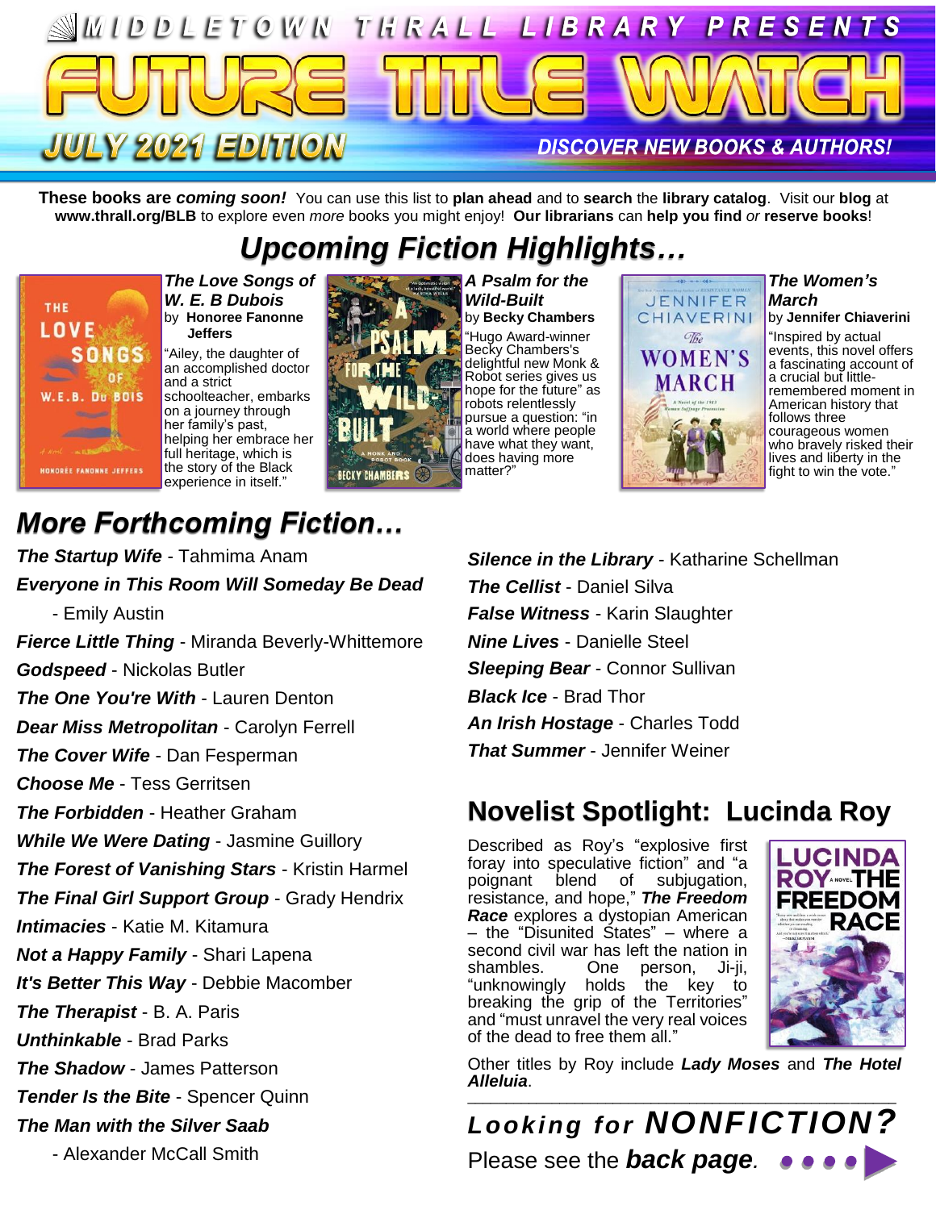MIDDLETOWN THRALL LIBRARY PRESENTS

# FUTURE TITLE WATCH

**JULY 2021 EDITION**

**DISCOVER NEW BOOKS & AUTHORS!**

**These books are *coming soon!*** You can use this list to **plan ahead** and to **search** the **library catalog**. Visit our **blog** at **www.thrall.org/BLB** to explore even *more* books you might enjoy! **Our librarians** can **help you find** *or* **reserve books**!

## *Upcoming Fiction Highlights…*

***The Love Songs of W. E. B Dubois***
by **Honoree Fanonne Jeffers**
"Ailey, the daughter of an accomplished doctor and a strict schoolteacher, embarks on a journey through her family's past, helping her embrace her full heritage, which is the story of the Black experience in itself."

***A Psalm for the Wild-Built***
by **Becky Chambers**
"Hugo Award-winner Becky Chambers's delightful new Monk & Robot series gives us hope for the future" as robots relentlessly pursue a question: "in a world where people have what they want, does having more matter?"

***The Women's March***
by **Jennifer Chiaverini**
"Inspired by actual events, this novel offers a fascinating account of a crucial but little-remembered moment in American history that follows three courageous women who bravely risked their lives and liberty in the fight to win the vote."

## *More Forthcoming Fiction…*

***The Startup Wife*** - Tahmima Anam
***Everyone in This Room Will Someday Be Dead*** - Emily Austin
***Fierce Little Thing*** - Miranda Beverly-Whittemore
***Godspeed*** - Nickolas Butler
***The One You're With*** - Lauren Denton
***Dear Miss Metropolitan*** - Carolyn Ferrell
***The Cover Wife*** - Dan Fesperman
***Choose Me*** - Tess Gerritsen
***The Forbidden*** - Heather Graham
***While We Were Dating*** - Jasmine Guillory
***The Forest of Vanishing Stars*** - Kristin Harmel
***The Final Girl Support Group*** - Grady Hendrix
***Intimacies*** - Katie M. Kitamura
***Not a Happy Family*** - Shari Lapena
***It's Better This Way*** - Debbie Macomber
***The Therapist*** - B. A. Paris
***Unthinkable*** - Brad Parks
***The Shadow*** - James Patterson
***Tender Is the Bite*** - Spencer Quinn
***The Man with the Silver Saab*** - Alexander McCall Smith
***Silence in the Library*** - Katharine Schellman
***The Cellist*** - Daniel Silva
***False Witness*** - Karin Slaughter
***Nine Lives*** - Danielle Steel
***Sleeping Bear*** - Connor Sullivan
***Black Ice*** - Brad Thor
***An Irish Hostage*** - Charles Todd
***That Summer*** - Jennifer Weiner

## Novelist Spotlight: Lucinda Roy

Described as Roy's "explosive first foray into speculative fiction" and "a poignant blend of subjugation, resistance, and hope," ***The Freedom Race*** explores a dystopian American – the "Disunited States" – where a second civil war has left the nation in shambles. One person, Ji-ji, "unknowingly holds the key to breaking the grip of the Territories" and "must unravel the very real voices of the dead to free them all."

Other titles by Roy include ***Lady Moses*** and ***The Hotel Alleluia***.

***Looking for NONFICTION?***
Please see the ***back page***.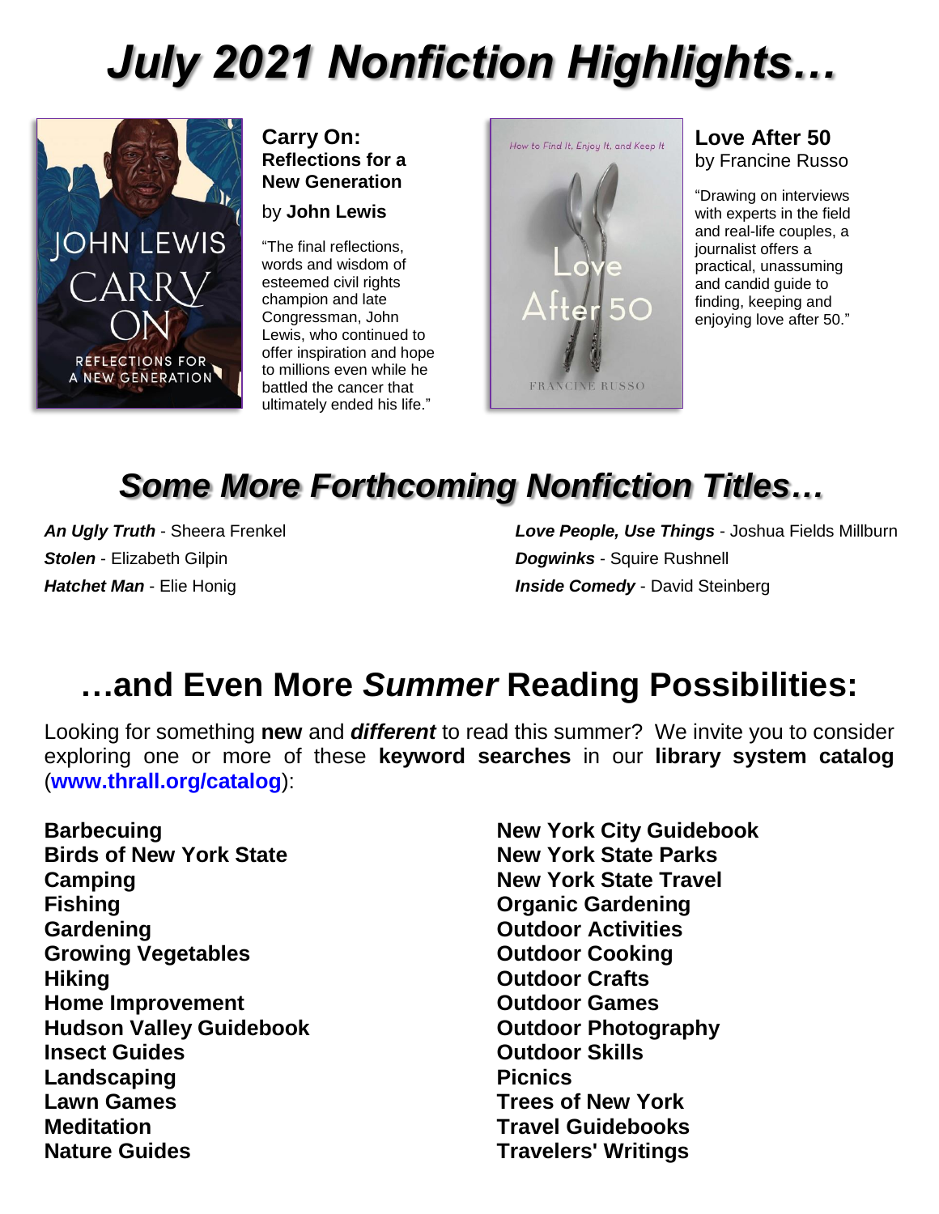# July 2021 Nonfiction Highlights…

### Carry On: Reflections for a New Generation

by **John Lewis**

"The final reflections, words and wisdom of esteemed civil rights champion and late Congressman, John Lewis, who continued to offer inspiration and hope to millions even while he battled the cancer that ultimately ended his life."

### Love After 50

by Francine Russo

"Drawing on interviews with experts in the field and real-life couples, a journalist offers a practical, unassuming and candid guide to finding, keeping and enjoying love after 50."

## *Some More Forthcoming Nonfiction Titles…*

***An Ugly Truth*** - Sheera Frenkel
***Stolen*** - Elizabeth Gilpin
***Hatchet Man*** - Elie Honig
***Love People, Use Things*** - Joshua Fields Millburn
***Dogwinks*** - Squire Rushnell
***Inside Comedy*** - David Steinberg

## …and Even More *Summer* Reading Possibilities:

Looking for something **new** and ***different*** to read this summer? We invite you to consider exploring one or more of these **keyword searches** in our **library system catalog** (**www.thrall.org/catalog**):

**Barbecuing**
**Birds of New York State**
**Camping**
**Fishing**
**Gardening**
**Growing Vegetables**
**Hiking**
**Home Improvement**
**Hudson Valley Guidebook**
**Insect Guides**
**Landscaping**
**Lawn Games**
**Meditation**
**Nature Guides**
**New York City Guidebook**
**New York State Parks**
**New York State Travel**
**Organic Gardening**
**Outdoor Activities**
**Outdoor Cooking**
**Outdoor Crafts**
**Outdoor Games**
**Outdoor Photography**
**Outdoor Skills**
**Picnics**
**Trees of New York**
**Travel Guidebooks**
**Travelers' Writings**